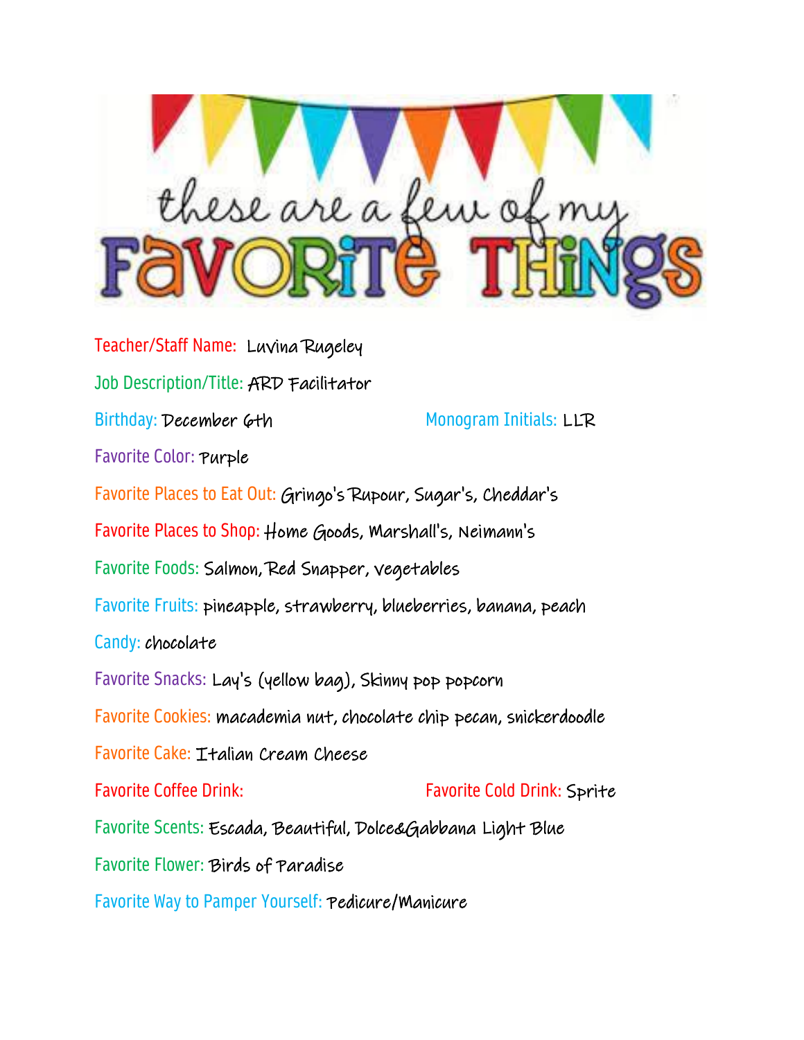# these are a few of my FAVORITE THINGS

Teacher/Staff Name: Luvina Rugeley

Job Description/Title: ARD Facilitator

Birthday: December 6th

Monogram Initials: LLR

Favorite Color: Purple

Favorite Places to Eat Out: Gringo's Rupour, Sugar's, Cheddar's

Favorite Places to Shop: Home Goods, Marshall's, Neimann's

Favorite Foods: Salmon, Red Snapper, vegetables

Favorite Fruits: pineapple, strawberry, blueberries, banana, peach

Candy: chocolate

Favorite Snacks: Lay's (yellow bag), Skinny pop popcorn

Favorite Cookies: macademia nut, chocolate chip pecan, snickerdoodle

Favorite Cake: Italian Cream Cheese

Favorite Coffee Drink:

Favorite Cold Drink: Sprite

Favorite Scents: Escada, Beautiful, Dolce&Gabbana Light Blue

Favorite Flower: Birds of Paradise

Favorite Way to Pamper Yourself: Pedicure/Manicure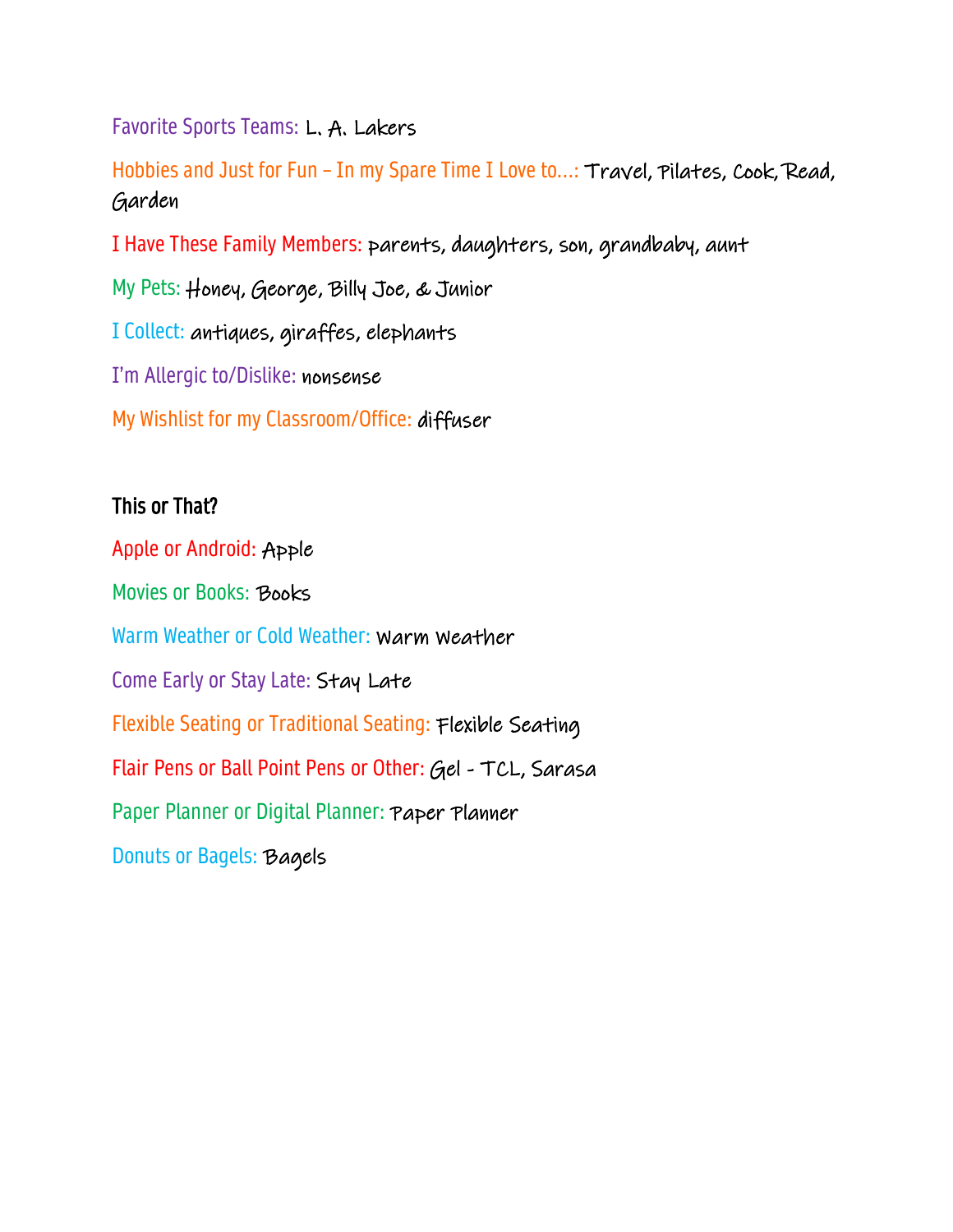Favorite Sports Teams: L. A. Lakers

Hobbies and Just for Fun – In my Spare Time I Love to…: Travel, Pilates, Cook, Read, Garden

I Have These Family Members: parents, daughters, son, grandbaby, aunt

My Pets: Honey, George, Billy Joe, & Junior

I Collect: antiques, giraffes, elephants

I'm Allergic to/Dislike: nonsense

My Wishlist for my Classroom/Office: diffuser

**This or That?**

Apple or Android: Apple

Movies or Books: Books

Warm Weather or Cold Weather: Warm Weather

Come Early or Stay Late: Stay Late

Flexible Seating or Traditional Seating: Flexible Seating

Flair Pens or Ball Point Pens or Other: Gel - TCL, Sarasa

Paper Planner or Digital Planner: Paper Planner

Donuts or Bagels: Bagels